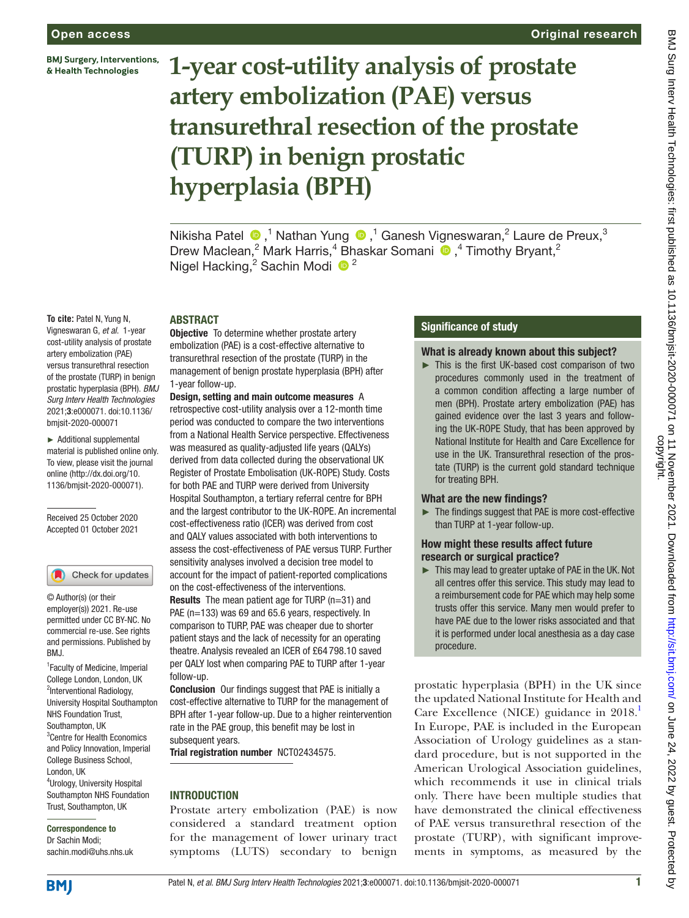Open access

Original research

# 1-year cost-utility analysis of prostate artery embolization (PAE) versus transurethral resection of the prostate (TURP) in benign prostatic hyperplasia (BPH)

Nikisha Patel ,[1] Nathan Yung ,[1] Ganesh Vigneswaran,[2] Laure de Preux,[3] Drew Maclean,[2] Mark Harris,[4] Bhaskar Somani ,[4] Timothy Bryant,[2] Nigel Hacking,[2] Sachin Modi [2]

**To cite:** Patel N, Yung N, Vigneswaran G, *et al*. 1-year cost-utility analysis of prostate artery embolization (PAE) versus transurethral resection of the prostate (TURP) in benign prostatic hyperplasia (BPH). *BMJ Surg Interv Health Technologies* 2021;**3**:e000071. doi:10.1136/bmjsit-2020-000071

► Additional supplemental material is published online only. To view, please visit the journal online (http://dx.doi.org/10.1136/bmjsit-2020-000071).

Received 25 October 2020
Accepted 01 October 2021

© Author(s) (or their employer(s)) 2021. Re-use permitted under CC BY-NC. No commercial re-use. See rights and permissions. Published by BMJ.

[1]Faculty of Medicine, Imperial College London, London, UK
[2]Interventional Radiology, University Hospital Southampton NHS Foundation Trust, Southampton, UK
[3]Centre for Health Economics and Policy Innovation, Imperial College Business School, London, UK
[4]Urology, University Hospital Southampton NHS Foundation Trust, Southampton, UK

**Correspondence to**
Dr Sachin Modi;
sachin.modi@uhs.nhs.uk

## ABSTRACT

**Objective** To determine whether prostate artery embolization (PAE) is a cost-effective alternative to transurethral resection of the prostate (TURP) in the management of benign prostate hyperplasia (BPH) after 1-year follow-up.

**Design, setting and main outcome measures** A retrospective cost-utility analysis over a 12-month time period was conducted to compare the two interventions from a National Health Service perspective. Effectiveness was measured as quality-adjusted life years (QALYs) derived from data collected during the observational UK Register of Prostate Embolisation (UK-ROPE) Study. Costs for both PAE and TURP were derived from University Hospital Southampton, a tertiary referral centre for BPH and the largest contributor to the UK-ROPE. An incremental cost-effectiveness ratio (ICER) was derived from cost and QALY values associated with both interventions to assess the cost-effectiveness of PAE versus TURP. Further sensitivity analyses involved a decision tree model to account for the impact of patient-reported complications on the cost-effectiveness of the interventions.

**Results** The mean patient age for TURP (n=31) and PAE (n=133) was 69 and 65.6 years, respectively. In comparison to TURP, PAE was cheaper due to shorter patient stays and the lack of necessity for an operating theatre. Analysis revealed an ICER of £64 798.10 saved per QALY lost when comparing PAE to TURP after 1-year follow-up.

**Conclusion** Our findings suggest that PAE is initially a cost-effective alternative to TURP for the management of BPH after 1-year follow-up. Due to a higher reintervention rate in the PAE group, this benefit may be lost in subsequent years.

**Trial registration number** NCT02434575.

## Significance of study

### What is already known about this subject?

► This is the first UK-based cost comparison of two procedures commonly used in the treatment of a common condition affecting a large number of men (BPH). Prostate artery embolization (PAE) has gained evidence over the last 3 years and following the UK-ROPE Study, that has been approved by National Institute for Health and Care Excellence for use in the UK. Transurethral resection of the prostate (TURP) is the current gold standard technique for treating BPH.

### What are the new findings?

► The findings suggest that PAE is more cost-effective than TURP at 1-year follow-up.

### How might these results affect future research or surgical practice?

► This may lead to greater uptake of PAE in the UK. Not all centres offer this service. This study may lead to a reimbursement code for PAE which may help some trusts offer this service. Many men would prefer to have PAE due to the lower risks associated and that it is performed under local anesthesia as a day case procedure.

## INTRODUCTION

Prostate artery embolization (PAE) is now considered a standard treatment option for the management of lower urinary tract symptoms (LUTS) secondary to benign prostatic hyperplasia (BPH) in the UK since the updated National Institute for Health and Care Excellence (NICE) guidance in 2018.[1] In Europe, PAE is included in the European Association of Urology guidelines as a standard procedure, but is not supported in the American Urological Association guidelines, which recommends it use in clinical trials only. There have been multiple studies that have demonstrated the clinical effectiveness of PAE versus transurethral resection of the prostate (TURP), with significant improvements in symptoms, as measured by the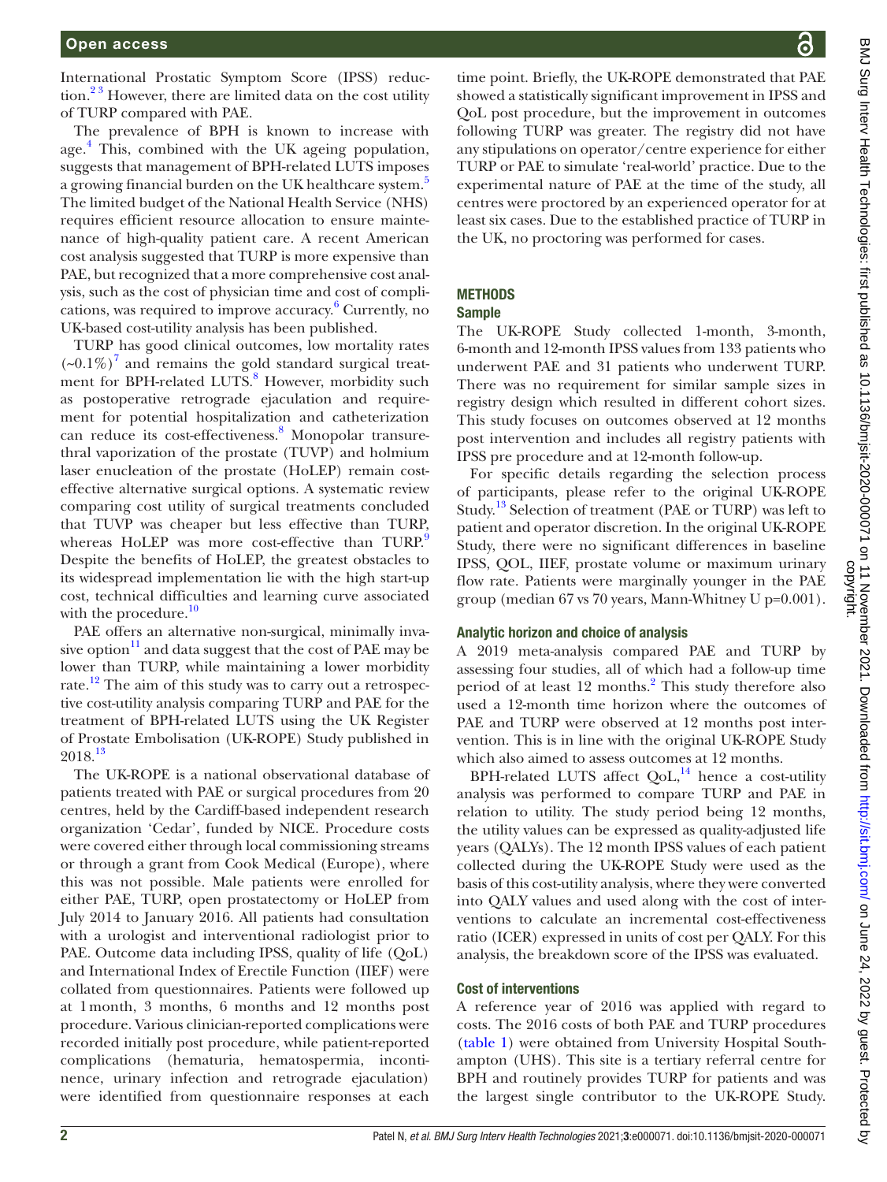International Prostatic Symptom Score (IPSS) reduction.[2,3] However, there are limited data on the cost utility of TURP compared with PAE.

The prevalence of BPH is known to increase with age.[4] This, combined with the UK ageing population, suggests that management of BPH-related LUTS imposes a growing financial burden on the UK healthcare system.[5] The limited budget of the National Health Service (NHS) requires efficient resource allocation to ensure maintenance of high-quality patient care. A recent American cost analysis suggested that TURP is more expensive than PAE, but recognized that a more comprehensive cost analysis, such as the cost of physician time and cost of complications, was required to improve accuracy.[6] Currently, no UK-based cost-utility analysis has been published.

TURP has good clinical outcomes, low mortality rates (~0.1%)[7] and remains the gold standard surgical treatment for BPH-related LUTS.[8] However, morbidity such as postoperative retrograde ejaculation and requirement for potential hospitalization and catheterization can reduce its cost-effectiveness.[8] Monopolar transurethral vaporization of the prostate (TUVP) and holmium laser enucleation of the prostate (HoLEP) remain cost-effective alternative surgical options. A systematic review comparing cost utility of surgical treatments concluded that TUVP was cheaper but less effective than TURP, whereas HoLEP was more cost-effective than TURP.[9] Despite the benefits of HoLEP, the greatest obstacles to its widespread implementation lie with the high start-up cost, technical difficulties and learning curve associated with the procedure.[10]

PAE offers an alternative non-surgical, minimally invasive option[11] and data suggest that the cost of PAE may be lower than TURP, while maintaining a lower morbidity rate.[12] The aim of this study was to carry out a retrospective cost-utility analysis comparing TURP and PAE for the treatment of BPH-related LUTS using the UK Register of Prostate Embolisation (UK-ROPE) Study published in 2018.[13]

The UK-ROPE is a national observational database of patients treated with PAE or surgical procedures from 20 centres, held by the Cardiff-based independent research organization 'Cedar', funded by NICE. Procedure costs were covered either through local commissioning streams or through a grant from Cook Medical (Europe), where this was not possible. Male patients were enrolled for either PAE, TURP, open prostatectomy or HoLEP from July 2014 to January 2016. All patients had consultation with a urologist and interventional radiologist prior to PAE. Outcome data including IPSS, quality of life (QoL) and International Index of Erectile Function (IIEF) were collated from questionnaires. Patients were followed up at 1 month, 3 months, 6 months and 12 months post procedure. Various clinician-reported complications were recorded initially post procedure, while patient-reported complications (hematuria, hematospermia, incontinence, urinary infection and retrograde ejaculation) were identified from questionnaire responses at each time point. Briefly, the UK-ROPE demonstrated that PAE showed a statistically significant improvement in IPSS and QoL post procedure, but the improvement in outcomes following TURP was greater. The registry did not have any stipulations on operator/centre experience for either TURP or PAE to simulate 'real-world' practice. Due to the experimental nature of PAE at the time of the study, all centres were proctored by an experienced operator for at least six cases. Due to the established practice of TURP in the UK, no proctoring was performed for cases.

## METHODS

### Sample

The UK-ROPE Study collected 1-month, 3-month, 6-month and 12-month IPSS values from 133 patients who underwent PAE and 31 patients who underwent TURP. There was no requirement for similar sample sizes in registry design which resulted in different cohort sizes. This study focuses on outcomes observed at 12 months post intervention and includes all registry patients with IPSS pre procedure and at 12-month follow-up.

For specific details regarding the selection process of participants, please refer to the original UK-ROPE Study.[13] Selection of treatment (PAE or TURP) was left to patient and operator discretion. In the original UK-ROPE Study, there were no significant differences in baseline IPSS, QOL, IIEF, prostate volume or maximum urinary flow rate. Patients were marginally younger in the PAE group (median 67 vs 70 years, Mann-Whitney U p=0.001).

### Analytic horizon and choice of analysis

A 2019 meta-analysis compared PAE and TURP by assessing four studies, all of which had a follow-up time period of at least 12 months.[2] This study therefore also used a 12-month time horizon where the outcomes of PAE and TURP were observed at 12 months post intervention. This is in line with the original UK-ROPE Study which also aimed to assess outcomes at 12 months.

BPH-related LUTS affect QoL,[14] hence a cost-utility analysis was performed to compare TURP and PAE in relation to utility. The study period being 12 months, the utility values can be expressed as quality-adjusted life years (QALYs). The 12 month IPSS values of each patient collected during the UK-ROPE Study were used as the basis of this cost-utility analysis, where they were converted into QALY values and used along with the cost of interventions to calculate an incremental cost-effectiveness ratio (ICER) expressed in units of cost per QALY. For this analysis, the breakdown score of the IPSS was evaluated.

### Cost of interventions

A reference year of 2016 was applied with regard to costs. The 2016 costs of both PAE and TURP procedures (table 1) were obtained from University Hospital Southampton (UHS). This site is a tertiary referral centre for BPH and routinely provides TURP for patients and was the largest single contributor to the UK-ROPE Study.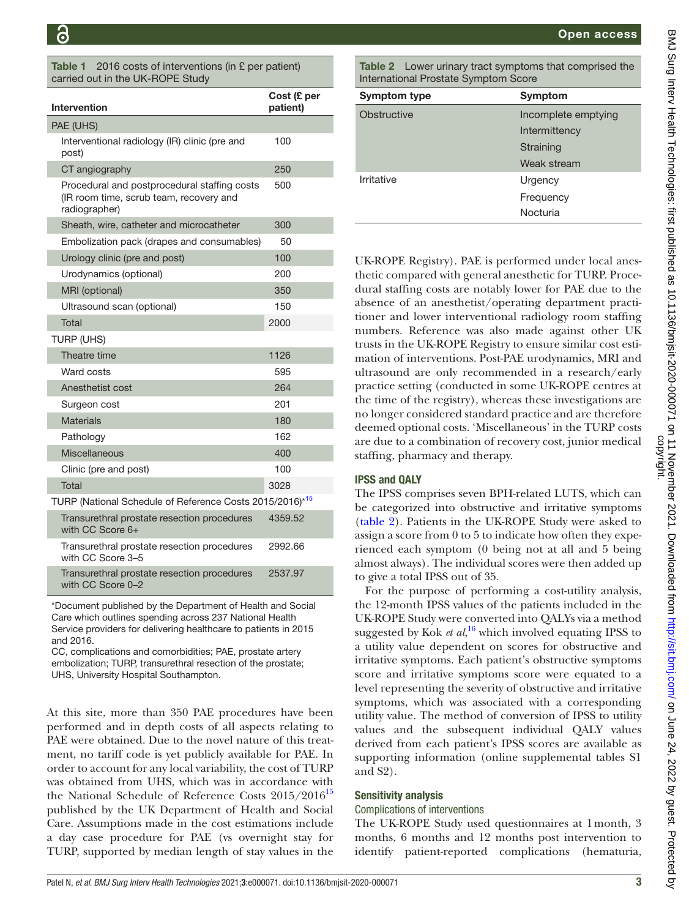**Table 1** 2016 costs of interventions (in £ per patient) carried out in the UK-ROPE Study

| Intervention | Cost (£ per patient) |
|---|---|
| PAE (UHS) | |
| Interventional radiology (IR) clinic (pre and post) | 100 |
| CT angiography | 250 |
| Procedural and postprocedural staffing costs (IR room time, scrub team, recovery and radiographer) | 500 |
| Sheath, wire, catheter and microcatheter | 300 |
| Embolization pack (drapes and consumables) | 50 |
| Urology clinic (pre and post) | 100 |
| Urodynamics (optional) | 200 |
| MRI (optional) | 350 |
| Ultrasound scan (optional) | 150 |
| Total | 2000 |
| TURP (UHS) | |
| Theatre time | 1126 |
| Ward costs | 595 |
| Anesthetist cost | 264 |
| Surgeon cost | 201 |
| Materials | 180 |
| Pathology | 162 |
| Miscellaneous | 400 |
| Clinic (pre and post) | 100 |
| Total | 3028 |
| TURP (National Schedule of Reference Costs 2015/2016)*[15] | |
| Transurethral prostate resection procedures with CC Score 6+ | 4359.52 |
| Transurethral prostate resection procedures with CC Score 3–5 | 2992.66 |
| Transurethral prostate resection procedures with CC Score 0–2 | 2537.97 |

*Document published by the Department of Health and Social Care which outlines spending across 237 National Health Service providers for delivering healthcare to patients in 2015 and 2016.
CC, complications and comorbidities; PAE, prostate artery embolization; TURP, transurethral resection of the prostate; UHS, University Hospital Southampton.

At this site, more than 350 PAE procedures have been performed and in depth costs of all aspects relating to PAE were obtained. Due to the novel nature of this treatment, no tariff code is yet publicly available for PAE. In order to account for any local variability, the cost of TURP was obtained from UHS, which was in accordance with the National Schedule of Reference Costs 2015/2016[15] published by the UK Department of Health and Social Care. Assumptions made in the cost estimations include a day case procedure for PAE (vs overnight stay for TURP, supported by median length of stay values in the UK-ROPE Registry). PAE is performed under local anesthetic compared with general anesthetic for TURP. Procedural staffing costs are notably lower for PAE due to the absence of an anesthetist/operating department practitioner and lower interventional radiology room staffing numbers. Reference was also made against other UK trusts in the UK-ROPE Registry to ensure similar cost estimation of interventions. Post-PAE urodynamics, MRI and ultrasound are only recommended in a research/early practice setting (conducted in some UK-ROPE centres at the time of the registry), whereas these investigations are no longer considered standard practice and are therefore deemed optional costs. 'Miscellaneous' in the TURP costs are due to a combination of recovery cost, junior medical staffing, pharmacy and therapy.

**Table 2** Lower urinary tract symptoms that comprised the International Prostate Symptom Score

| Symptom type | Symptom |
|---|---|
| Obstructive | Incomplete emptying |
| | Intermittency |
| | Straining |
| | Weak stream |
| Irritative | Urgency |
| | Frequency |
| | Nocturia |

### IPSS and QALY

The IPSS comprises seven BPH-related LUTS, which can be categorized into obstructive and irritative symptoms (table 2). Patients in the UK-ROPE Study were asked to assign a score from 0 to 5 to indicate how often they experienced each symptom (0 being not at all and 5 being almost always). The individual scores were then added up to give a total IPSS out of 35.

For the purpose of performing a cost-utility analysis, the 12-month IPSS values of the patients included in the UK-ROPE Study were converted into QALYs via a method suggested by Kok *et al*,[16] which involved equating IPSS to a utility value dependent on scores for obstructive and irritative symptoms. Each patient's obstructive symptoms score and irritative symptoms score were equated to a level representing the severity of obstructive and irritative symptoms, which was associated with a corresponding utility value. The method of conversion of IPSS to utility values and the subsequent individual QALY values derived from each patient's IPSS scores are available as supporting information (online supplemental tables S1 and S2).

### Sensitivity analysis

#### Complications of interventions

The UK-ROPE Study used questionnaires at 1 month, 3 months, 6 months and 12 months post intervention to identify patient-reported complications (hematuria,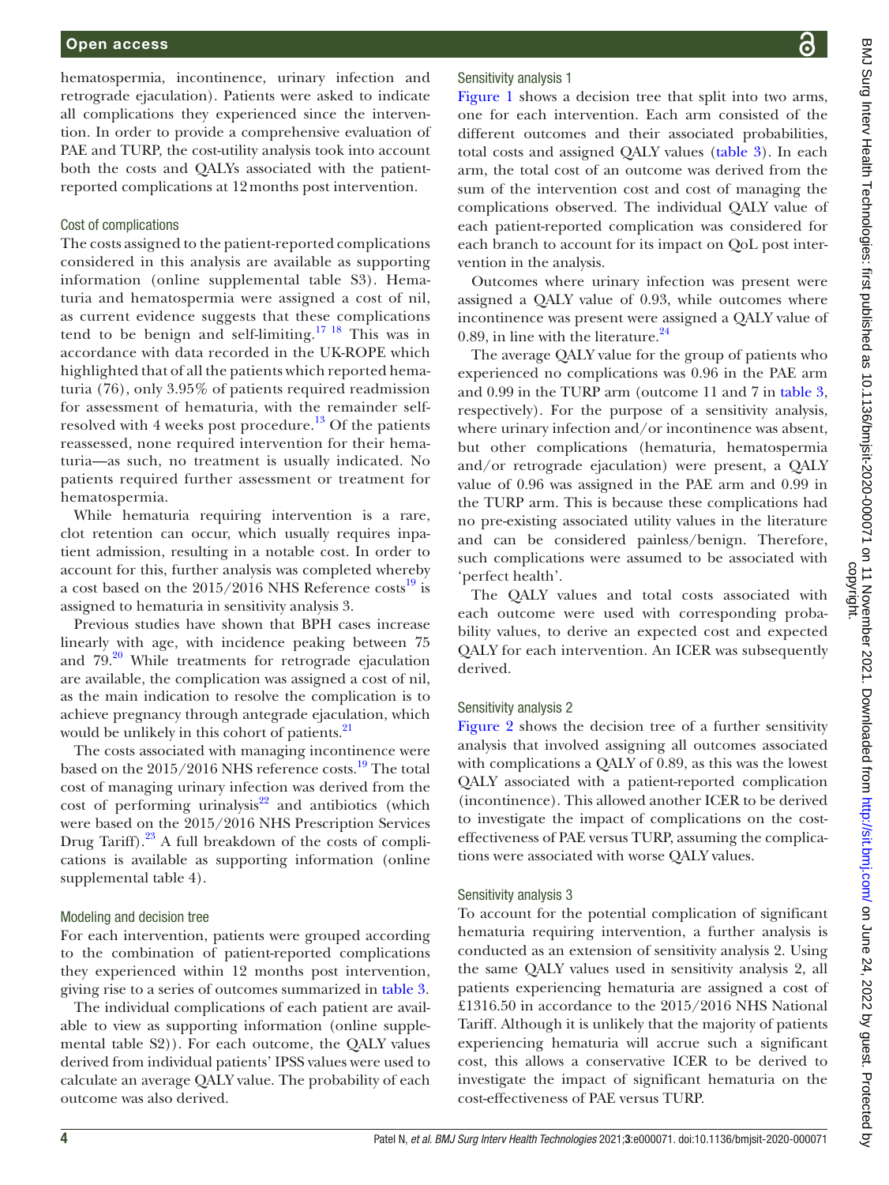hematospermia, incontinence, urinary infection and retrograde ejaculation). Patients were asked to indicate all complications they experienced since the intervention. In order to provide a comprehensive evaluation of PAE and TURP, the cost-utility analysis took into account both the costs and QALYs associated with the patient-reported complications at 12 months post intervention.

### Cost of complications

The costs assigned to the patient-reported complications considered in this analysis are available as supporting information (online supplemental table S3). Hematuria and hematospermia were assigned a cost of nil, as current evidence suggests that these complications tend to be benign and self-limiting.[17,18] This was in accordance with data recorded in the UK-ROPE which highlighted that of all the patients which reported hematuria (76), only 3.95% of patients required readmission for assessment of hematuria, with the remainder self-resolved with 4 weeks post procedure.[13] Of the patients reassessed, none required intervention for their hematuria—as such, no treatment is usually indicated. No patients required further assessment or treatment for hematospermia.

While hematuria requiring intervention is a rare, clot retention can occur, which usually requires inpatient admission, resulting in a notable cost. In order to account for this, further analysis was completed whereby a cost based on the 2015/2016 NHS Reference costs[19] is assigned to hematuria in sensitivity analysis 3.

Previous studies have shown that BPH cases increase linearly with age, with incidence peaking between 75 and 79.[20] While treatments for retrograde ejaculation are available, the complication was assigned a cost of nil, as the main indication to resolve the complication is to achieve pregnancy through antegrade ejaculation, which would be unlikely in this cohort of patients.[21]

The costs associated with managing incontinence were based on the 2015/2016 NHS reference costs.[19] The total cost of managing urinary infection was derived from the cost of performing urinalysis[22] and antibiotics (which were based on the 2015/2016 NHS Prescription Services Drug Tariff).[23] A full breakdown of the costs of complications is available as supporting information (online supplemental table 4).

### Modeling and decision tree

For each intervention, patients were grouped according to the combination of patient-reported complications they experienced within 12 months post intervention, giving rise to a series of outcomes summarized in table 3.

The individual complications of each patient are available to view as supporting information (online supplemental table S2)). For each outcome, the QALY values derived from individual patients' IPSS values were used to calculate an average QALY value. The probability of each outcome was also derived.

### Sensitivity analysis 1

Figure 1 shows a decision tree that split into two arms, one for each intervention. Each arm consisted of the different outcomes and their associated probabilities, total costs and assigned QALY values (table 3). In each arm, the total cost of an outcome was derived from the sum of the intervention cost and cost of managing the complications observed. The individual QALY value of each patient-reported complication was considered for each branch to account for its impact on QoL post intervention in the analysis.

Outcomes where urinary infection was present were assigned a QALY value of 0.93, while outcomes where incontinence was present were assigned a QALY value of 0.89, in line with the literature.[24]

The average QALY value for the group of patients who experienced no complications was 0.96 in the PAE arm and 0.99 in the TURP arm (outcome 11 and 7 in table 3, respectively). For the purpose of a sensitivity analysis, where urinary infection and/or incontinence was absent, but other complications (hematuria, hematospermia and/or retrograde ejaculation) were present, a QALY value of 0.96 was assigned in the PAE arm and 0.99 in the TURP arm. This is because these complications had no pre-existing associated utility values in the literature and can be considered painless/benign. Therefore, such complications were assumed to be associated with 'perfect health'.

The QALY values and total costs associated with each outcome were used with corresponding probability values, to derive an expected cost and expected QALY for each intervention. An ICER was subsequently derived.

### Sensitivity analysis 2

Figure 2 shows the decision tree of a further sensitivity analysis that involved assigning all outcomes associated with complications a QALY of 0.89, as this was the lowest QALY associated with a patient-reported complication (incontinence). This allowed another ICER to be derived to investigate the impact of complications on the cost-effectiveness of PAE versus TURP, assuming the complications were associated with worse QALY values.

### Sensitivity analysis 3

To account for the potential complication of significant hematuria requiring intervention, a further analysis is conducted as an extension of sensitivity analysis 2. Using the same QALY values used in sensitivity analysis 2, all patients experiencing hematuria are assigned a cost of £1316.50 in accordance to the 2015/2016 NHS National Tariff. Although it is unlikely that the majority of patients experiencing hematuria will accrue such a significant cost, this allows a conservative ICER to be derived to investigate the impact of significant hematuria on the cost-effectiveness of PAE versus TURP.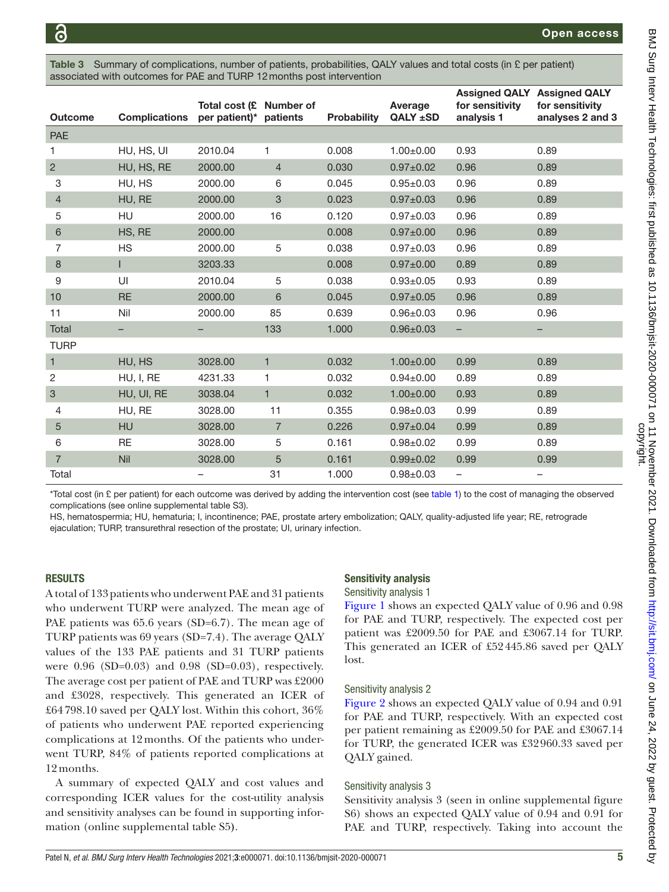**Table 3** Summary of complications, number of patients, probabilities, QALY values and total costs (in £ per patient) associated with outcomes for PAE and TURP 12 months post intervention

| Outcome | Complications | Total cost (£ per patient)* | Number of patients | Probability | Average QALY ±SD | Assigned QALY for sensitivity analysis 1 | Assigned QALY for sensitivity analyses 2 and 3 |
|---|---|---|---|---|---|---|---|
| PAE | | | | | | | |
| 1 | HU, HS, UI | 2010.04 | 1 | 0.008 | 1.00±0.00 | 0.93 | 0.89 |
| 2 | HU, HS, RE | 2000.00 | 4 | 0.030 | 0.97±0.02 | 0.96 | 0.89 |
| 3 | HU, HS | 2000.00 | 6 | 0.045 | 0.95±0.03 | 0.96 | 0.89 |
| 4 | HU, RE | 2000.00 | 3 | 0.023 | 0.97±0.03 | 0.96 | 0.89 |
| 5 | HU | 2000.00 | 16 | 0.120 | 0.97±0.03 | 0.96 | 0.89 |
| 6 | HS, RE | 2000.00 | | 0.008 | 0.97±0.00 | 0.96 | 0.89 |
| 7 | HS | 2000.00 | 5 | 0.038 | 0.97±0.03 | 0.96 | 0.89 |
| 8 | I | 3203.33 | | 0.008 | 0.97±0.00 | 0.89 | 0.89 |
| 9 | UI | 2010.04 | 5 | 0.038 | 0.93±0.05 | 0.93 | 0.89 |
| 10 | RE | 2000.00 | 6 | 0.045 | 0.97±0.05 | 0.96 | 0.89 |
| 11 | Nil | 2000.00 | 85 | 0.639 | 0.96±0.03 | 0.96 | 0.96 |
| Total | – | – | 133 | 1.000 | 0.96±0.03 | – | – |
| TURP | | | | | | | |
| 1 | HU, HS | 3028.00 | 1 | 0.032 | 1.00±0.00 | 0.99 | 0.89 |
| 2 | HU, I, RE | 4231.33 | 1 | 0.032 | 0.94±0.00 | 0.89 | 0.89 |
| 3 | HU, UI, RE | 3038.04 | 1 | 0.032 | 1.00±0.00 | 0.93 | 0.89 |
| 4 | HU, RE | 3028.00 | 11 | 0.355 | 0.98±0.03 | 0.99 | 0.89 |
| 5 | HU | 3028.00 | 7 | 0.226 | 0.97±0.04 | 0.99 | 0.89 |
| 6 | RE | 3028.00 | 5 | 0.161 | 0.98±0.02 | 0.99 | 0.89 |
| 7 | Nil | 3028.00 | 5 | 0.161 | 0.99±0.02 | 0.99 | 0.99 |
| Total | | – | 31 | 1.000 | 0.98±0.03 | – | – |

*Total cost (in £ per patient) for each outcome was derived by adding the intervention cost (see table 1) to the cost of managing the observed complications (see online supplemental table S3).

HS, hematospermia; HU, hematuria; I, incontinence; PAE, prostate artery embolization; QALY, quality-adjusted life year; RE, retrograde ejaculation; TURP, transurethral resection of the prostate; UI, urinary infection.

## RESULTS

A total of 133 patients who underwent PAE and 31 patients who underwent TURP were analyzed. The mean age of PAE patients was 65.6 years (SD=6.7). The mean age of TURP patients was 69 years (SD=7.4). The average QALY values of the 133 PAE patients and 31 TURP patients were 0.96 (SD=0.03) and 0.98 (SD=0.03), respectively. The average cost per patient of PAE and TURP was £2000 and £3028, respectively. This generated an ICER of £64 798.10 saved per QALY lost. Within this cohort, 36% of patients who underwent PAE reported experiencing complications at 12 months. Of the patients who underwent TURP, 84% of patients reported complications at 12 months.

A summary of expected QALY and cost values and corresponding ICER values for the cost-utility analysis and sensitivity analyses can be found in supporting information (online supplemental table S5).

### Sensitivity analysis

#### Sensitivity analysis 1

Figure 1 shows an expected QALY value of 0.96 and 0.98 for PAE and TURP, respectively. The expected cost per patient was £2009.50 for PAE and £3067.14 for TURP. This generated an ICER of £52 445.86 saved per QALY lost.

#### Sensitivity analysis 2

Figure 2 shows an expected QALY value of 0.94 and 0.91 for PAE and TURP, respectively. With an expected cost per patient remaining as £2009.50 for PAE and £3067.14 for TURP, the generated ICER was £32 960.33 saved per QALY gained.

#### Sensitivity analysis 3

Sensitivity analysis 3 (seen in online supplemental figure S6) shows an expected QALY value of 0.94 and 0.91 for PAE and TURP, respectively. Taking into account the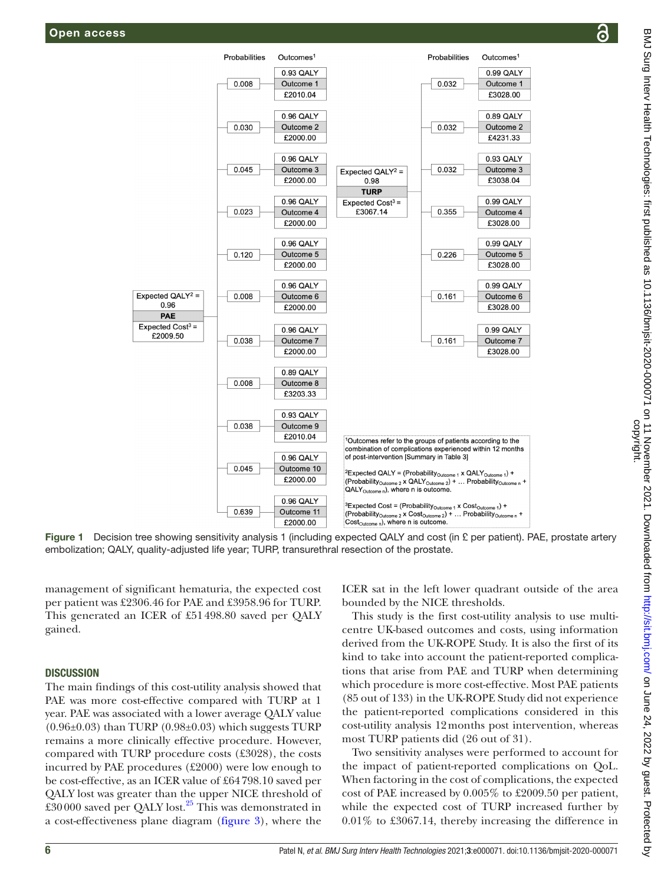Probabilities | Outcomes[1]

| Branch | Probability | QALY | Outcome | Cost |
|---|---|---|---|---|
| PAE (Expected QALY[2] = 0.96; Expected Cost[3] = £2009.50) | 0.008 | 0.93 QALY | Outcome 1 | £2010.04 |
| | 0.030 | 0.96 QALY | Outcome 2 | £2000.00 |
| | 0.045 | 0.96 QALY | Outcome 3 | £2000.00 |
| | 0.023 | 0.96 QALY | Outcome 4 | £2000.00 |
| | 0.120 | 0.96 QALY | Outcome 5 | £2000.00 |
| | 0.008 | 0.96 QALY | Outcome 6 | £2000.00 |
| | 0.038 | 0.96 QALY | Outcome 7 | £2000.00 |
| | 0.008 | 0.89 QALY | Outcome 8 | £3203.33 |
| | 0.038 | 0.93 QALY | Outcome 9 | £2010.04 |
| | 0.045 | 0.96 QALY | Outcome 10 | £2000.00 |
| | 0.639 | 0.96 QALY | Outcome 11 | £2000.00 |
| TURP (Expected QALY[2] = 0.98; Expected Cost[3] = £3067.14) | 0.032 | 0.99 QALY | Outcome 1 | £3028.00 |
| | 0.032 | 0.89 QALY | Outcome 2 | £4231.33 |
| | 0.032 | 0.93 QALY | Outcome 3 | £3038.04 |
| | 0.355 | 0.99 QALY | Outcome 4 | £3028.00 |
| | 0.226 | 0.99 QALY | Outcome 5 | £3028.00 |
| | 0.161 | 0.99 QALY | Outcome 6 | £3028.00 |
| | 0.161 | 0.99 QALY | Outcome 7 | £3028.00 |

[1]Outcomes refer to the groups of patients according to the combination of complications experienced within 12 months of post-intervention [Summary in Table 3]

[2]Expected QALY = ($Probability_{Outcome\ 1}$ x $QALY_{Outcome\ 1}$) + ($Probability_{Outcome\ 2}$ x $QALY_{Outcome\ 2}$) + … $Probability_{Outcome\ n}$ + $QALY_{Outcome\ n}$), where n is outcome.

[3]Expected Cost = ($Probability_{Outcome\ 1}$ x $Cost_{Outcome\ 1}$) + ($Probability_{Outcome\ 2}$ x $Cost_{Outcome\ 2}$) + … $Probability_{Outcome\ n}$ + $Cost_{Outcome\ n}$), where n is outcome.

**Figure 1** Decision tree showing sensitivity analysis 1 (including expected QALY and cost (in £ per patient). PAE, prostate artery embolization; QALY, quality-adjusted life year; TURP, transurethral resection of the prostate.

management of significant hematuria, the expected cost per patient was £2306.46 for PAE and £3958.96 for TURP. This generated an ICER of £51 498.80 saved per QALY gained.

## DISCUSSION

The main findings of this cost-utility analysis showed that PAE was more cost-effective compared with TURP at 1 year. PAE was associated with a lower average QALY value (0.96±0.03) than TURP (0.98±0.03) which suggests TURP remains a more clinically effective procedure. However, compared with TURP procedure costs (£3028), the costs incurred by PAE procedures (£2000) were low enough to be cost-effective, as an ICER value of £64 798.10 saved per QALY lost was greater than the upper NICE threshold of £30 000 saved per QALY lost.[25] This was demonstrated in a cost-effectiveness plane diagram (figure 3), where the ICER sat in the left lower quadrant outside of the area bounded by the NICE thresholds.

This study is the first cost-utility analysis to use multi-centre UK-based outcomes and costs, using information derived from the UK-ROPE Study. It is also the first of its kind to take into account the patient-reported complications that arise from PAE and TURP when determining which procedure is more cost-effective. Most PAE patients (85 out of 133) in the UK-ROPE Study did not experience the patient-reported complications considered in this cost-utility analysis 12 months post intervention, whereas most TURP patients did (26 out of 31).

Two sensitivity analyses were performed to account for the impact of patient-reported complications on QoL. When factoring in the cost of complications, the expected cost of PAE increased by 0.005% to £2009.50 per patient, while the expected cost of TURP increased further by 0.01% to £3067.14, thereby increasing the difference in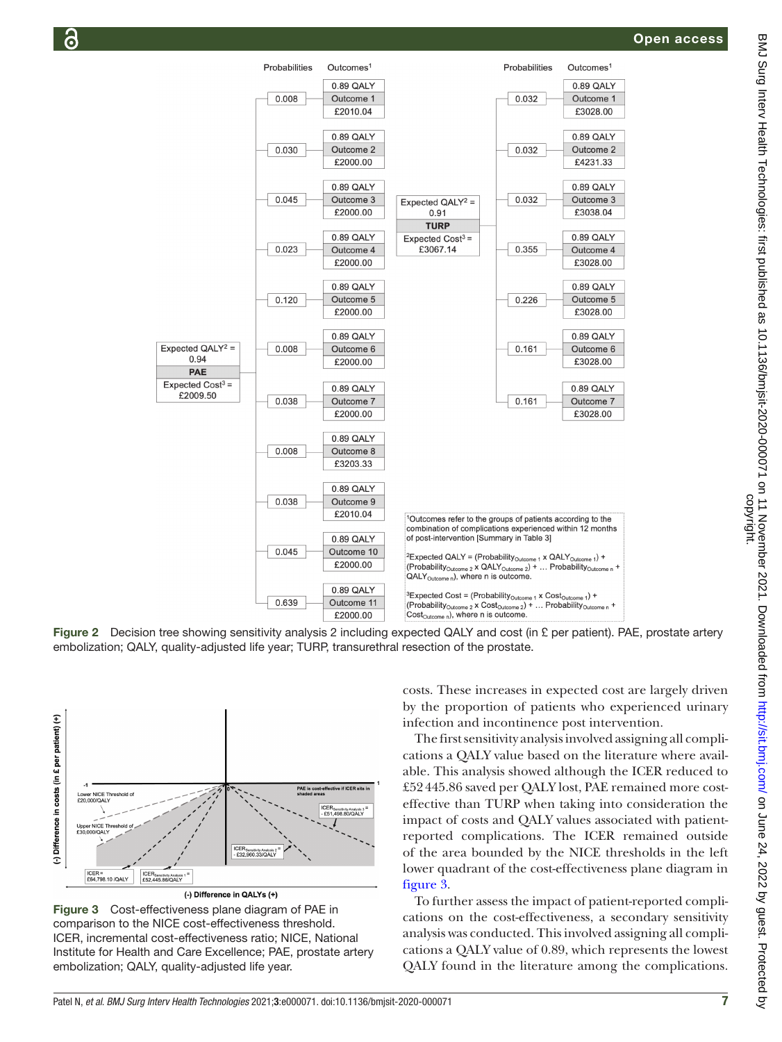Figure 2 Decision tree showing sensitivity analysis 2 including expected QALY and cost (in £ per patient). PAE, prostate artery embolization; QALY, quality-adjusted life year; TURP, transurethral resection of the prostate.

Figure 3 Cost-effectiveness plane diagram of PAE in comparison to the NICE cost-effectiveness threshold. ICER, incremental cost-effectiveness ratio; NICE, National Institute for Health and Care Excellence; PAE, prostate artery embolization; QALY, quality-adjusted life year.

costs. These increases in expected cost are largely driven by the proportion of patients who experienced urinary infection and incontinence post intervention.

The first sensitivity analysis involved assigning all complications a QALY value based on the literature where available. This analysis showed although the ICER reduced to £52 445.86 saved per QALY lost, PAE remained more cost-effective than TURP when taking into consideration the impact of costs and QALY values associated with patient-reported complications. The ICER remained outside of the area bounded by the NICE thresholds in the left lower quadrant of the cost-effectiveness plane diagram in figure 3.

To further assess the impact of patient-reported complications on the cost-effectiveness, a secondary sensitivity analysis was conducted. This involved assigning all complications a QALY value of 0.89, which represents the lowest QALY found in the literature among the complications.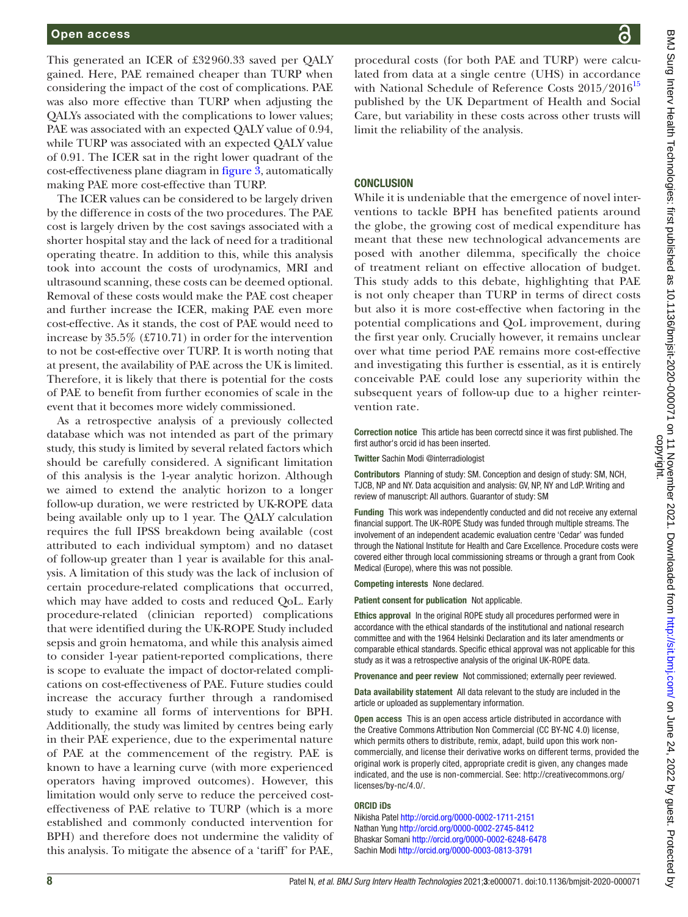This generated an ICER of £32 960.33 saved per QALY gained. Here, PAE remained cheaper than TURP when considering the impact of the cost of complications. PAE was also more effective than TURP when adjusting the QALYs associated with the complications to lower values; PAE was associated with an expected QALY value of 0.94, while TURP was associated with an expected QALY value of 0.91. The ICER sat in the right lower quadrant of the cost-effectiveness plane diagram in figure 3, automatically making PAE more cost-effective than TURP.

The ICER values can be considered to be largely driven by the difference in costs of the two procedures. The PAE cost is largely driven by the cost savings associated with a shorter hospital stay and the lack of need for a traditional operating theatre. In addition to this, while this analysis took into account the costs of urodynamics, MRI and ultrasound scanning, these costs can be deemed optional. Removal of these costs would make the PAE cost cheaper and further increase the ICER, making PAE even more cost-effective. As it stands, the cost of PAE would need to increase by 35.5% (£710.71) in order for the intervention to not be cost-effective over TURP. It is worth noting that at present, the availability of PAE across the UK is limited. Therefore, it is likely that there is potential for the costs of PAE to benefit from further economies of scale in the event that it becomes more widely commissioned.

As a retrospective analysis of a previously collected database which was not intended as part of the primary study, this study is limited by several related factors which should be carefully considered. A significant limitation of this analysis is the 1-year analytic horizon. Although we aimed to extend the analytic horizon to a longer follow-up duration, we were restricted by UK-ROPE data being available only up to 1 year. The QALY calculation requires the full IPSS breakdown being available (cost attributed to each individual symptom) and no dataset of follow-up greater than 1 year is available for this analysis. A limitation of this study was the lack of inclusion of certain procedure-related complications that occurred, which may have added to costs and reduced QoL. Early procedure-related (clinician reported) complications that were identified during the UK-ROPE Study included sepsis and groin hematoma, and while this analysis aimed to consider 1-year patient-reported complications, there is scope to evaluate the impact of doctor-related complications on cost-effectiveness of PAE. Future studies could increase the accuracy further through a randomised study to examine all forms of interventions for BPH. Additionally, the study was limited by centres being early in their PAE experience, due to the experimental nature of PAE at the commencement of the registry. PAE is known to have a learning curve (with more experienced operators having improved outcomes). However, this limitation would only serve to reduce the perceived cost-effectiveness of PAE relative to TURP (which is a more established and commonly conducted intervention for BPH) and therefore does not undermine the validity of this analysis. To mitigate the absence of a 'tariff' for PAE, procedural costs (for both PAE and TURP) were calculated from data at a single centre (UHS) in accordance with National Schedule of Reference Costs 2015/2016[15] published by the UK Department of Health and Social Care, but variability in these costs across other trusts will limit the reliability of the analysis.

## CONCLUSION

While it is undeniable that the emergence of novel interventions to tackle BPH has benefited patients around the globe, the growing cost of medical expenditure has meant that these new technological advancements are posed with another dilemma, specifically the choice of treatment reliant on effective allocation of budget. This study adds to this debate, highlighting that PAE is not only cheaper than TURP in terms of direct costs but also it is more cost-effective when factoring in the potential complications and QoL improvement, during the first year only. Crucially however, it remains unclear over what time period PAE remains more cost-effective and investigating this further is essential, as it is entirely conceivable PAE could lose any superiority within the subsequent years of follow-up due to a higher reintervention rate.

**Correction notice** This article has been correctd since it was first published. The first author's orcid id has been inserted.

**Twitter** Sachin Modi @interradiologist

**Contributors** Planning of study: SM. Conception and design of study: SM, NCH, TJCB, NP and NY. Data acquisition and analysis: GV, NP, NY and LdP. Writing and review of manuscript: All authors. Guarantor of study: SM

**Funding** This work was independently conducted and did not receive any external financial support. The UK-ROPE Study was funded through multiple streams. The involvement of an independent academic evaluation centre 'Cedar' was funded through the National Institute for Health and Care Excellence. Procedure costs were covered either through local commissioning streams or through a grant from Cook Medical (Europe), where this was not possible.

**Competing interests** None declared.

**Patient consent for publication** Not applicable.

**Ethics approval** In the original ROPE study all procedures performed were in accordance with the ethical standards of the institutional and national research committee and with the 1964 Helsinki Declaration and its later amendments or comparable ethical standards. Specific ethical approval was not applicable for this study as it was a retrospective analysis of the original UK-ROPE data.

**Provenance and peer review** Not commissioned; externally peer reviewed.

**Data availability statement** All data relevant to the study are included in the article or uploaded as supplementary information.

**Open access** This is an open access article distributed in accordance with the Creative Commons Attribution Non Commercial (CC BY-NC 4.0) license, which permits others to distribute, remix, adapt, build upon this work non-commercially, and license their derivative works on different terms, provided the original work is properly cited, appropriate credit is given, any changes made indicated, and the use is non-commercial. See: http://creativecommons.org/licenses/by-nc/4.0/.

### ORCID iDs

Nikisha Patel http://orcid.org/0000-0002-1711-2151
Nathan Yung http://orcid.org/0000-0002-2745-8412
Bhaskar Somani http://orcid.org/0000-0002-6248-6478
Sachin Modi http://orcid.org/0000-0003-0813-3791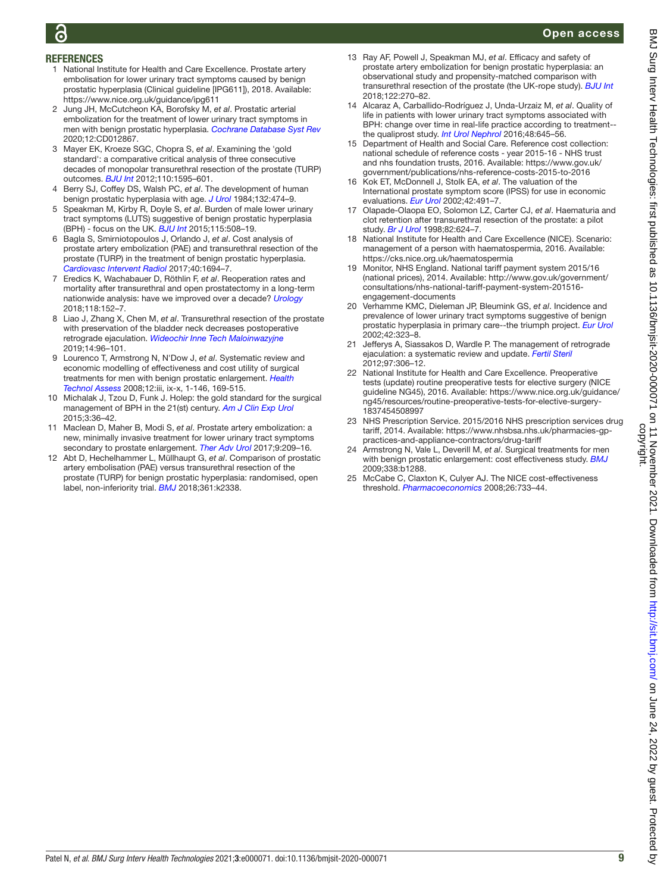## REFERENCES

1. National Institute for Health and Care Excellence. Prostate artery embolisation for lower urinary tract symptoms caused by benign prostatic hyperplasia (Clinical guideline [IPG611]), 2018. Available: https://www.nice.org.uk/guidance/ipg611
2. Jung JH, McCutcheon KA, Borofsky M, *et al*. Prostatic arterial embolization for the treatment of lower urinary tract symptoms in men with benign prostatic hyperplasia. *Cochrane Database Syst Rev* 2020;12:CD012867.
3. Mayer EK, Kroeze SGC, Chopra S, *et al*. Examining the 'gold standard': a comparative critical analysis of three consecutive decades of monopolar transurethral resection of the prostate (TURP) outcomes. *BJU Int* 2012;110:1595–601.
4. Berry SJ, Coffey DS, Walsh PC, *et al*. The development of human benign prostatic hyperplasia with age. *J Urol* 1984;132:474–9.
5. Speakman M, Kirby R, Doyle S, *et al*. Burden of male lower urinary tract symptoms (LUTS) suggestive of benign prostatic hyperplasia (BPH) - focus on the UK. *BJU Int* 2015;115:508–19.
6. Bagla S, Smirniotopoulos J, Orlando J, *et al*. Cost analysis of prostate artery embolization (PAE) and transurethral resection of the prostate (TURP) in the treatment of benign prostatic hyperplasia. *Cardiovasc Intervent Radiol* 2017;40:1694–7.
7. Eredics K, Wachabauer D, Röthlin F, *et al*. Reoperation rates and mortality after transurethral and open prostatectomy in a long-term nationwide analysis: have we improved over a decade? *Urology* 2018;118:152–7.
8. Liao J, Zhang X, Chen M, *et al*. Transurethral resection of the prostate with preservation of the bladder neck decreases postoperative retrograde ejaculation. *Wideochir Inne Tech Maloinwazyjne* 2019;14:96–101.
9. Lourenco T, Armstrong N, N'Dow J, *et al*. Systematic review and economic modelling of effectiveness and cost utility of surgical treatments for men with benign prostatic enlargement. *Health Technol Assess* 2008;12:iii, ix-x, 1-146, 169-515.
10. Michalak J, Tzou D, Funk J. Holep: the gold standard for the surgical management of BPH in the 21(st) century. *Am J Clin Exp Urol* 2015;3:36–42.
11. Maclean D, Maher B, Modi S, *et al*. Prostate artery embolization: a new, minimally invasive treatment for lower urinary tract symptoms secondary to prostate enlargement. *Ther Adv Urol* 2017;9:209–16.
12. Abt D, Hechelhammer L, Müllhaupt G, *et al*. Comparison of prostatic artery embolisation (PAE) versus transurethral resection of the prostate (TURP) for benign prostatic hyperplasia: randomised, open label, non-inferiority trial. *BMJ* 2018;361:k2338.
13. Ray AF, Powell J, Speakman MJ, *et al*. Efficacy and safety of prostate artery embolization for benign prostatic hyperplasia: an observational study and propensity-matched comparison with transurethral resection of the prostate (the UK-rope study). *BJU Int* 2018;122:270–82.
14. Alcaraz A, Carballido-Rodríguez J, Unda-Urzaiz M, *et al*. Quality of life in patients with lower urinary tract symptoms associated with BPH: change over time in real-life practice according to treatment--the qualiprost study. *Int Urol Nephrol* 2016;48:645–56.
15. Department of Health and Social Care. Reference cost collection: national schedule of reference costs - year 2015-16 - NHS trust and nhs foundation trusts, 2016. Available: https://www.gov.uk/government/publications/nhs-reference-costs-2015-to-2016
16. Kok ET, McDonnell J, Stolk EA, *et al*. The valuation of the International prostate symptom score (IPSS) for use in economic evaluations. *Eur Urol* 2002;42:491–7.
17. Olapade-Olaopa EO, Solomon LZ, Carter CJ, *et al*. Haematuria and clot retention after transurethral resection of the prostate: a pilot study. *Br J Urol* 1998;82:624–7.
18. National Institute for Health and Care Excellence (NICE). Scenario: management of a person with haematospermia, 2016. Available: https://cks.nice.org.uk/haematospermia
19. Monitor, NHS England. National tariff payment system 2015/16 (national prices), 2014. Available: http://www.gov.uk/government/consultations/nhs-national-tariff-payment-system-201516-engagement-documents
20. Verhamme KMC, Dieleman JP, Bleumink GS, *et al*. Incidence and prevalence of lower urinary tract symptoms suggestive of benign prostatic hyperplasia in primary care--the triumph project. *Eur Urol* 2002;42:323–8.
21. Jefferys A, Siassakos D, Wardle P. The management of retrograde ejaculation: a systematic review and update. *Fertil Steril* 2012;97:306–12.
22. National Institute for Health and Care Excellence. Preoperative tests (update) routine preoperative tests for elective surgery (NICE guideline NG45), 2016. Available: https://www.nice.org.uk/guidance/ng45/resources/routine-preoperative-tests-for-elective-surgery-1837454508997
23. NHS Prescription Service. 2015/2016 NHS prescription services drug tariff, 2014. Available: https://www.nhsbsa.nhs.uk/pharmacies-gp-practices-and-appliance-contractors/drug-tariff
24. Armstrong N, Vale L, Deverill M, *et al*. Surgical treatments for men with benign prostatic enlargement: cost effectiveness study. *BMJ* 2009;338:b1288.
25. McCabe C, Claxton K, Culyer AJ. The NICE cost-effectiveness threshold. *Pharmacoeconomics* 2008;26:733–44.